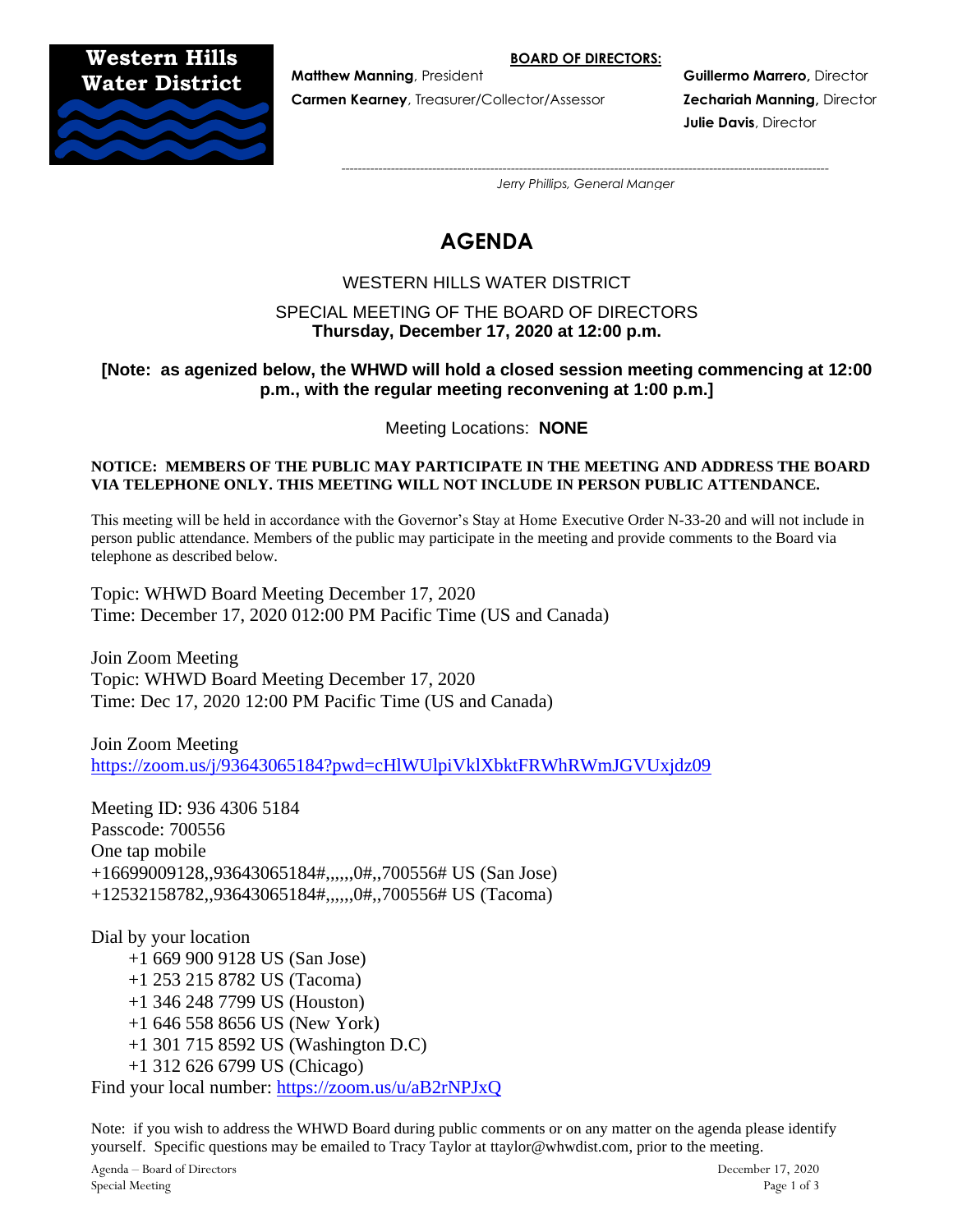**Western Hills Water District**

**BOARD OF DIRECTORS:**

**Matthew Manning**, President
**Carmen Kearney**, Treasurer/Collector/Assessor
**Guillermo Marrero,** Director
**Zechariah Manning,** Director
**Julie Davis**, Director

---

*Jerry Phillips, General Manger*

# AGENDA

WESTERN HILLS WATER DISTRICT

SPECIAL MEETING OF THE BOARD OF DIRECTORS
**Thursday, December 17, 2020 at 12:00 p.m.**

**[Note: as agenized below, the WHWD will hold a closed session meeting commencing at 12:00 p.m., with the regular meeting reconvening at 1:00 p.m.]**

Meeting Locations: **NONE**

**NOTICE: MEMBERS OF THE PUBLIC MAY PARTICIPATE IN THE MEETING AND ADDRESS THE BOARD VIA TELEPHONE ONLY. THIS MEETING WILL NOT INCLUDE IN PERSON PUBLIC ATTENDANCE.**

This meeting will be held in accordance with the Governor's Stay at Home Executive Order N-33-20 and will not include in person public attendance. Members of the public may participate in the meeting and provide comments to the Board via telephone as described below.

Topic: WHWD Board Meeting December 17, 2020
Time: December 17, 2020 012:00 PM Pacific Time (US and Canada)

Join Zoom Meeting
Topic: WHWD Board Meeting December 17, 2020
Time: Dec 17, 2020 12:00 PM Pacific Time (US and Canada)

Join Zoom Meeting
https://zoom.us/j/93643065184?pwd=cHlWUlpiVklXbktFRWhRWmJGVUxjdz09

Meeting ID: 936 4306 5184
Passcode: 700556
One tap mobile
+16699009128,,93643065184#,,,,,,0#,,700556# US (San Jose)
+12532158782,,93643065184#,,,,,,0#,,700556# US (Tacoma)

Dial by your location
- +1 669 900 9128 US (San Jose)
- +1 253 215 8782 US (Tacoma)
- +1 346 248 7799 US (Houston)
- +1 646 558 8656 US (New York)
- +1 301 715 8592 US (Washington D.C)
- +1 312 626 6799 US (Chicago)

Find your local number: https://zoom.us/u/aB2rNPJxQ

Note: if you wish to address the WHWD Board during public comments or on any matter on the agenda please identify yourself. Specific questions may be emailed to Tracy Taylor at ttaylor@whwdist.com, prior to the meeting.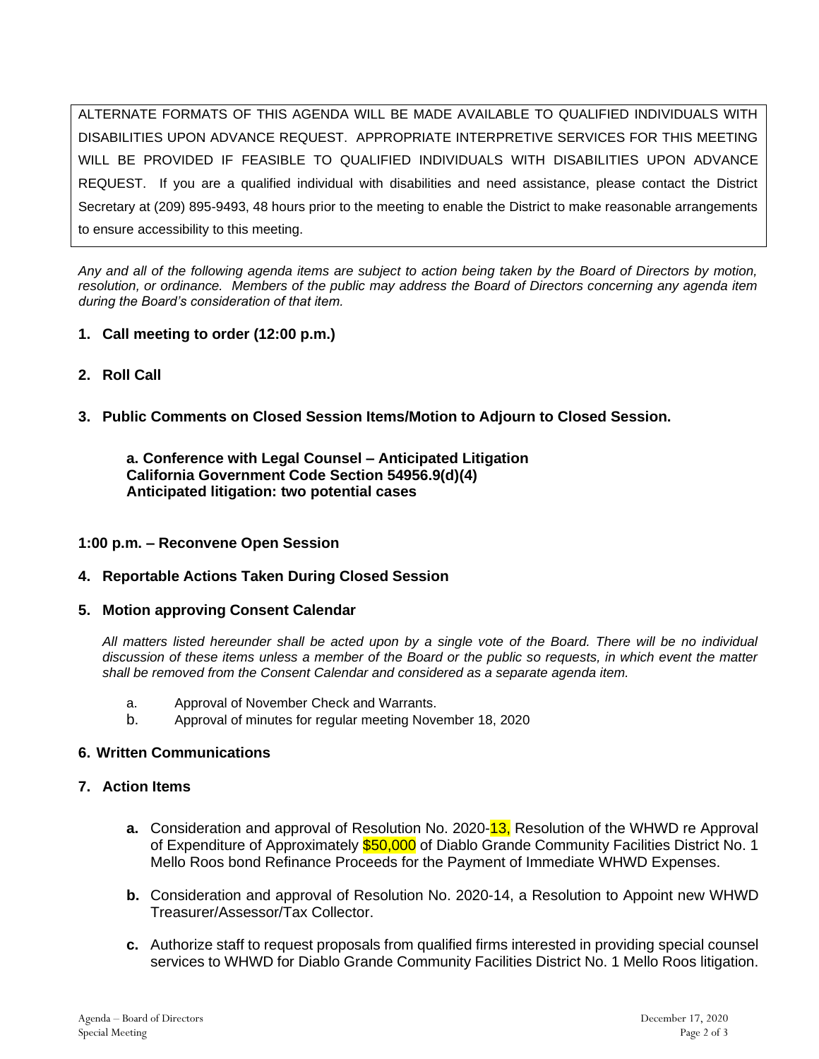ALTERNATE FORMATS OF THIS AGENDA WILL BE MADE AVAILABLE TO QUALIFIED INDIVIDUALS WITH DISABILITIES UPON ADVANCE REQUEST. APPROPRIATE INTERPRETIVE SERVICES FOR THIS MEETING WILL BE PROVIDED IF FEASIBLE TO QUALIFIED INDIVIDUALS WITH DISABILITIES UPON ADVANCE REQUEST. If you are a qualified individual with disabilities and need assistance, please contact the District Secretary at (209) 895-9493, 48 hours prior to the meeting to enable the District to make reasonable arrangements to ensure accessibility to this meeting.

*Any and all of the following agenda items are subject to action being taken by the Board of Directors by motion, resolution, or ordinance. Members of the public may address the Board of Directors concerning any agenda item during the Board's consideration of that item.*

**1. Call meeting to order (12:00 p.m.)**

**2. Roll Call**

**3. Public Comments on Closed Session Items/Motion to Adjourn to Closed Session.**

**a. Conference with Legal Counsel – Anticipated Litigation**
**California Government Code Section 54956.9(d)(4)**
**Anticipated litigation: two potential cases**

**1:00 p.m. – Reconvene Open Session**

**4. Reportable Actions Taken During Closed Session**

**5. Motion approving Consent Calendar**

*All matters listed hereunder shall be acted upon by a single vote of the Board. There will be no individual discussion of these items unless a member of the Board or the public so requests, in which event the matter shall be removed from the Consent Calendar and considered as a separate agenda item.*

a. Approval of November Check and Warrants.
b. Approval of minutes for regular meeting November 18, 2020

**6. Written Communications**

**7. Action Items**

**a.** Consideration and approval of Resolution No. 2020-13, Resolution of the WHWD re Approval of Expenditure of Approximately $50,000 of Diablo Grande Community Facilities District No. 1 Mello Roos bond Refinance Proceeds for the Payment of Immediate WHWD Expenses.

**b.** Consideration and approval of Resolution No. 2020-14, a Resolution to Appoint new WHWD Treasurer/Assessor/Tax Collector.

**c.** Authorize staff to request proposals from qualified firms interested in providing special counsel services to WHWD for Diablo Grande Community Facilities District No. 1 Mello Roos litigation.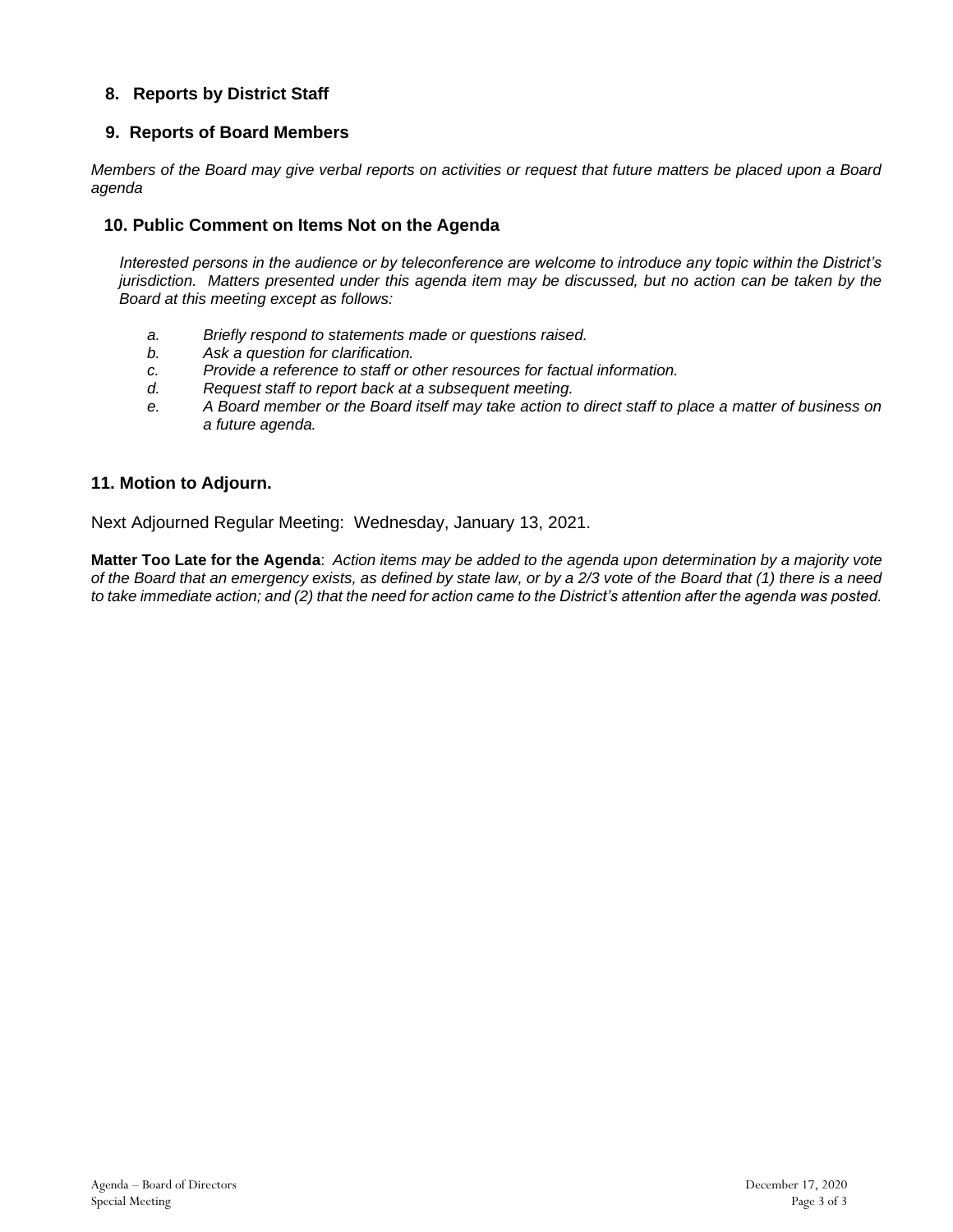## 8. Reports by District Staff

## 9. Reports of Board Members

*Members of the Board may give verbal reports on activities or request that future matters be placed upon a Board agenda*

## 10. Public Comment on Items Not on the Agenda

*Interested persons in the audience or by teleconference are welcome to introduce any topic within the District's jurisdiction. Matters presented under this agenda item may be discussed, but no action can be taken by the Board at this meeting except as follows:*

*a. Briefly respond to statements made or questions raised.*
*b. Ask a question for clarification.*
*c. Provide a reference to staff or other resources for factual information.*
*d. Request staff to report back at a subsequent meeting.*
*e. A Board member or the Board itself may take action to direct staff to place a matter of business on a future agenda.*

## 11. Motion to Adjourn.

Next Adjourned Regular Meeting: Wednesday, January 13, 2021.

**Matter Too Late for the Agenda**: *Action items may be added to the agenda upon determination by a majority vote of the Board that an emergency exists, as defined by state law, or by a 2/3 vote of the Board that (1) there is a need to take immediate action; and (2) that the need for action came to the District's attention after the agenda was posted.*